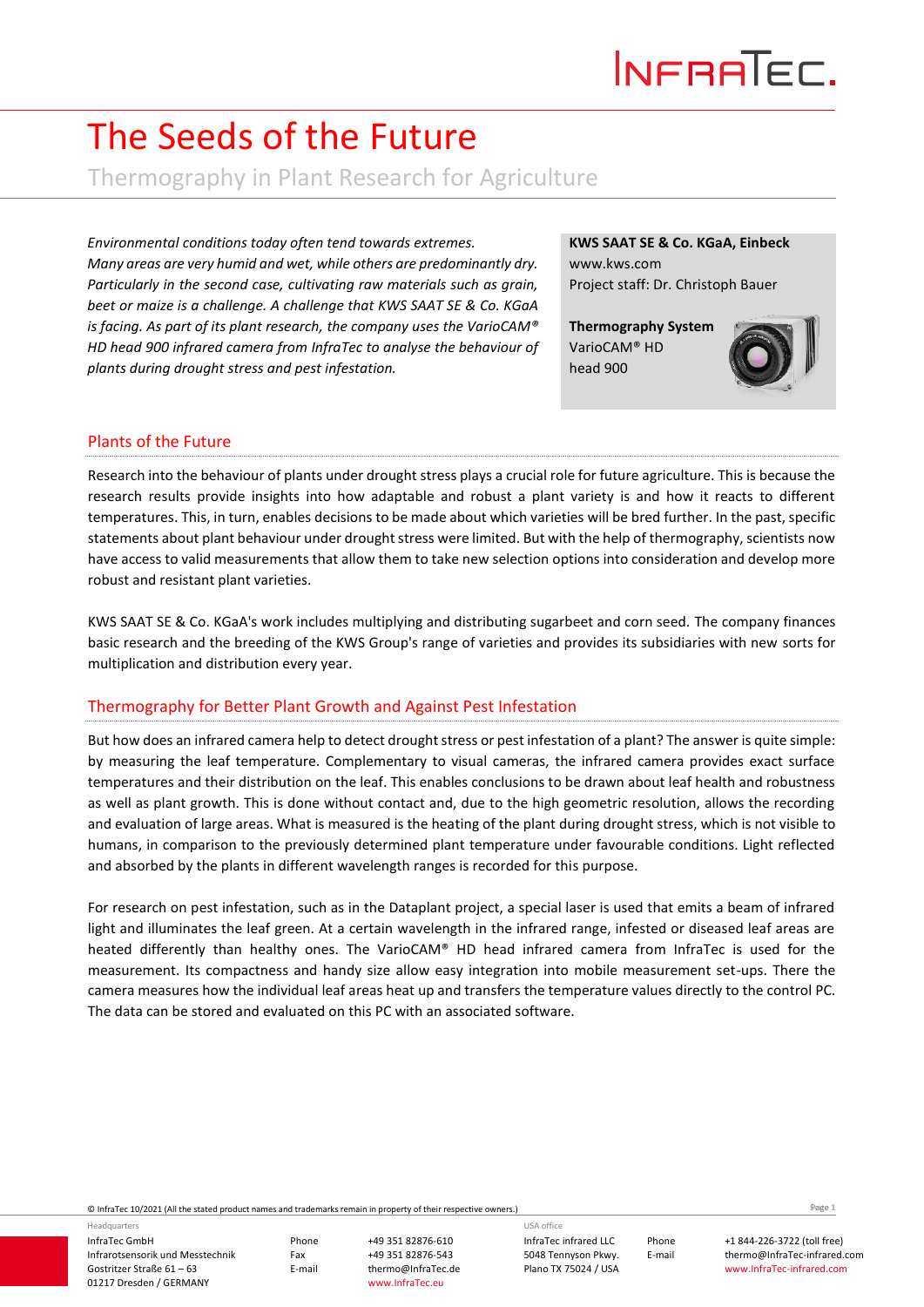# The Seeds of the Future

## Thermography in Plant Research for Agriculture

*Environmental conditions today often tend towards extremes. Many areas are very humid and wet, while others are predominantly dry. Particularly in the second case, cultivating raw materials such as grain, beet or maize is a challenge. A challenge that KWS SAAT SE & Co. KGaA is facing. As part of its plant research, the company uses the VarioCAM® HD head 900 infrared camera from InfraTec to analyse the behaviour of plants during drought stress and pest infestation.*

**KWS SAAT SE & Co. KGaA, Einbeck**
www.kws.com
Project staff: Dr. Christoph Bauer

**Thermography System**
VarioCAM® HD head 900

### Plants of the Future

Research into the behaviour of plants under drought stress plays a crucial role for future agriculture. This is because the research results provide insights into how adaptable and robust a plant variety is and how it reacts to different temperatures. This, in turn, enables decisions to be made about which varieties will be bred further. In the past, specific statements about plant behaviour under drought stress were limited. But with the help of thermography, scientists now have access to valid measurements that allow them to take new selection options into consideration and develop more robust and resistant plant varieties.

KWS SAAT SE & Co. KGaA's work includes multiplying and distributing sugarbeet and corn seed. The company finances basic research and the breeding of the KWS Group's range of varieties and provides its subsidiaries with new sorts for multiplication and distribution every year.

### Thermography for Better Plant Growth and Against Pest Infestation

But how does an infrared camera help to detect drought stress or pest infestation of a plant? The answer is quite simple: by measuring the leaf temperature. Complementary to visual cameras, the infrared camera provides exact surface temperatures and their distribution on the leaf. This enables conclusions to be drawn about leaf health and robustness as well as plant growth. This is done without contact and, due to the high geometric resolution, allows the recording and evaluation of large areas. What is measured is the heating of the plant during drought stress, which is not visible to humans, in comparison to the previously determined plant temperature under favourable conditions. Light reflected and absorbed by the plants in different wavelength ranges is recorded for this purpose.

For research on pest infestation, such as in the Dataplant project, a special laser is used that emits a beam of infrared light and illuminates the leaf green. At a certain wavelength in the infrared range, infested or diseased leaf areas are heated differently than healthy ones. The VarioCAM® HD head infrared camera from InfraTec is used for the measurement. Its compactness and handy size allow easy integration into mobile measurement set-ups. There the camera measures how the individual leaf areas heat up and transfers the temperature values directly to the control PC. The data can be stored and evaluated on this PC with an associated software.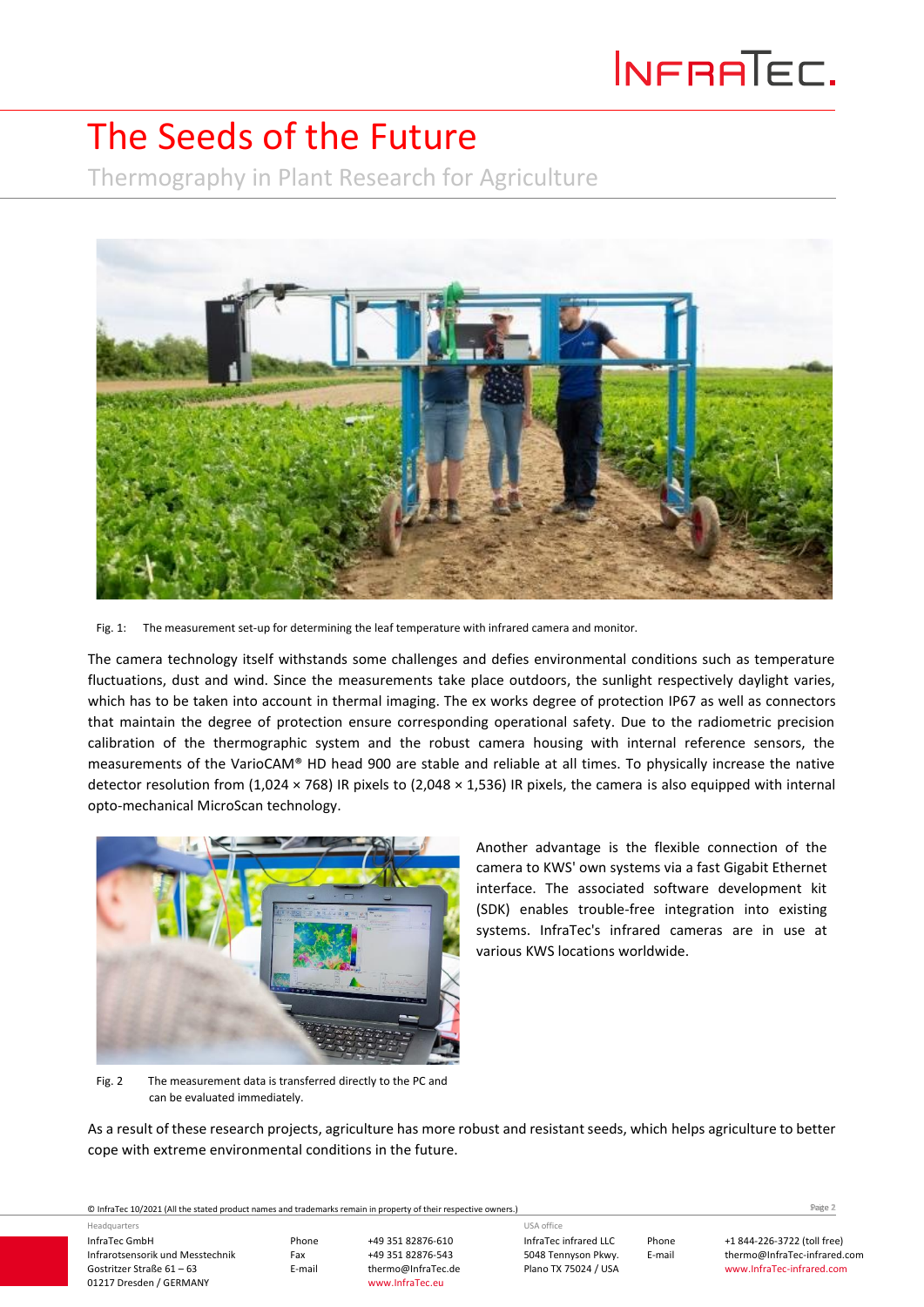# The Seeds of the Future

Thermography in Plant Research for Agriculture

Fig. 1: The measurement set-up for determining the leaf temperature with infrared camera and monitor.

The camera technology itself withstands some challenges and defies environmental conditions such as temperature fluctuations, dust and wind. Since the measurements take place outdoors, the sunlight respectively daylight varies, which has to be taken into account in thermal imaging. The ex works degree of protection IP67 as well as connectors that maintain the degree of protection ensure corresponding operational safety. Due to the radiometric precision calibration of the thermographic system and the robust camera housing with internal reference sensors, the measurements of the VarioCAM® HD head 900 are stable and reliable at all times. To physically increase the native detector resolution from (1,024 × 768) IR pixels to (2,048 × 1,536) IR pixels, the camera is also equipped with internal opto-mechanical MicroScan technology.

Fig. 2 The measurement data is transferred directly to the PC and can be evaluated immediately.

Another advantage is the flexible connection of the camera to KWS' own systems via a fast Gigabit Ethernet interface. The associated software development kit (SDK) enables trouble-free integration into existing systems. InfraTec's infrared cameras are in use at various KWS locations worldwide.

As a result of these research projects, agriculture has more robust and resistant seeds, which helps agriculture to better cope with extreme environmental conditions in the future.

© InfraTec 10/2021 (All the stated product names and trademarks remain in property of their respective owners.)

Headquarters
InfraTec GmbH
Infrarotsensorik und Messtechnik
Gostritzer Straße 61 – 63
01217 Dresden / GERMANY

Phone +49 351 82876-610
Fax +49 351 82876-543
E-mail thermo@InfraTec.de
www.InfraTec.eu

USA office
InfraTec infrared LLC
5048 Tennyson Pkwy.
Plano TX 75024 / USA

Phone +1 844-226-3722 (toll free)
E-mail thermo@InfraTec-infrared.com
www.InfraTec-infrared.com